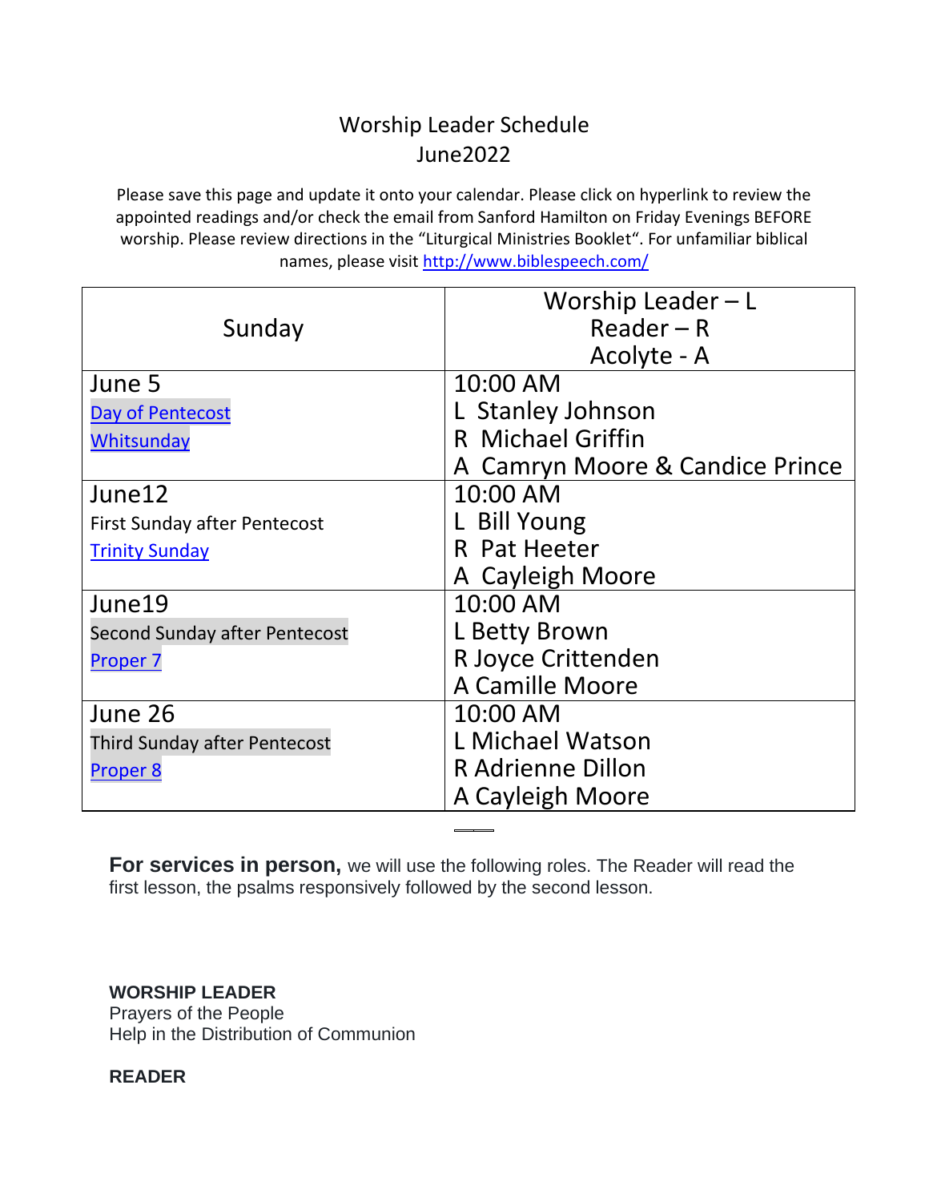# Worship Leader Schedule
## June2022

Please save this page and update it onto your calendar. Please click on hyperlink to review the appointed readings and/or check the email from Sanford Hamilton on Friday Evenings BEFORE worship. Please review directions in the "Liturgical Ministries Booklet". For unfamiliar biblical names, please visit http://www.biblespeech.com/

| Sunday | Worship Leader – L<br>Reader – R<br>Acolyte - A |
|---|---|
| June 5<br>Day of Pentecost<br>Whitsunday | 10:00 AM<br>L Stanley Johnson<br>R Michael Griffin<br>A Camryn Moore & Candice Prince |
| June12<br>First Sunday after Pentecost<br>Trinity Sunday | 10:00 AM<br>L Bill Young<br>R Pat Heeter<br>A Cayleigh Moore |
| June19<br>Second Sunday after Pentecost<br>Proper 7 | 10:00 AM<br>L Betty Brown<br>R Joyce Crittenden<br>A Camille Moore |
| June 26<br>Third Sunday after Pentecost<br>Proper 8 | 10:00 AM<br>L Michael Watson<br>R Adrienne Dillon<br>A Cayleigh Moore |

**For services in person,** we will use the following roles. The Reader will read the first lesson, the psalms responsively followed by the second lesson.

**WORSHIP LEADER**
Prayers of the People
Help in the Distribution of Communion

**READER**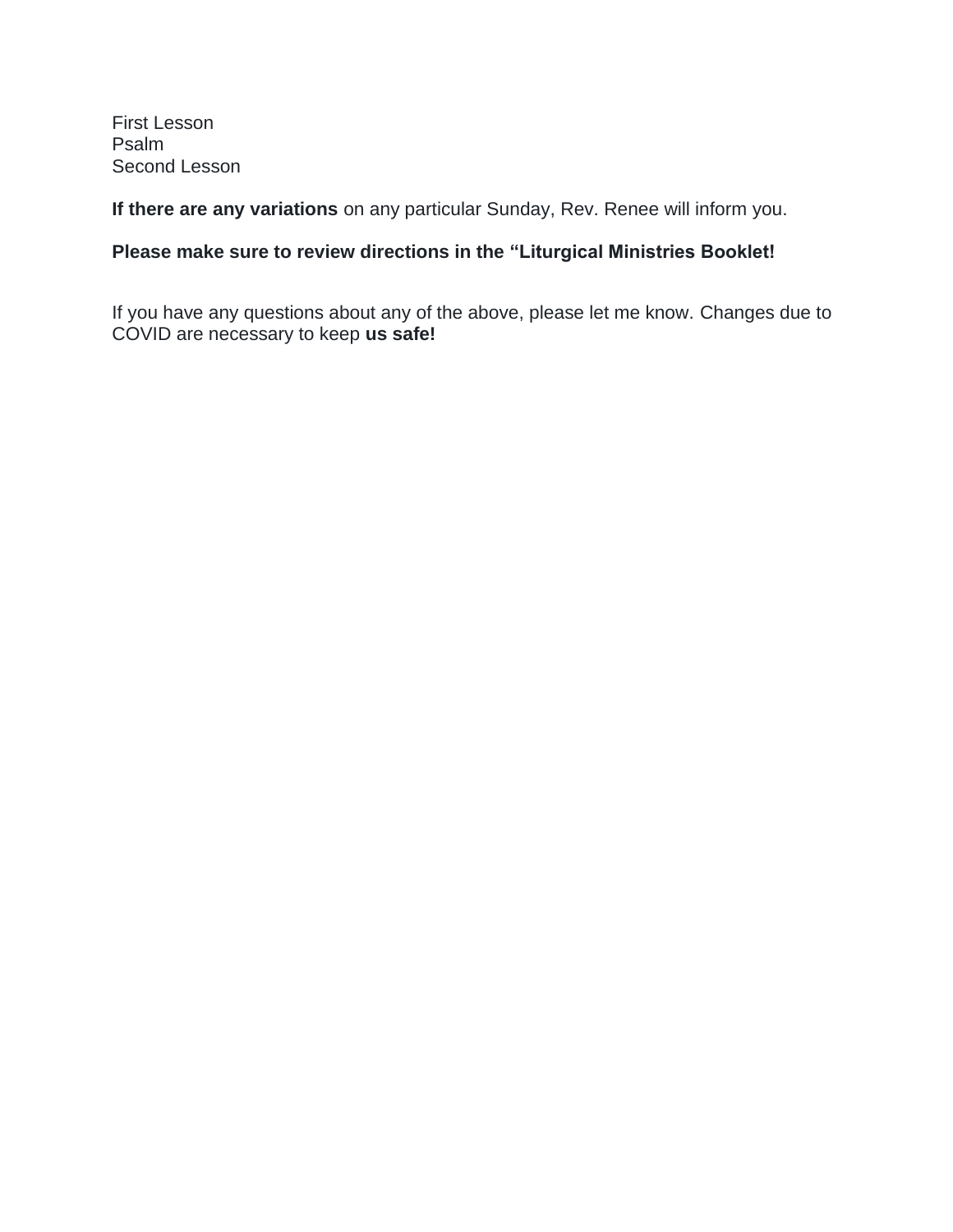First Lesson
Psalm
Second Lesson

**If there are any variations** on any particular Sunday, Rev. Renee will inform you.

**Please make sure to review directions in the "Liturgical Ministries Booklet!**

If you have any questions about any of the above, please let me know. Changes due to COVID are necessary to keep **us safe!**